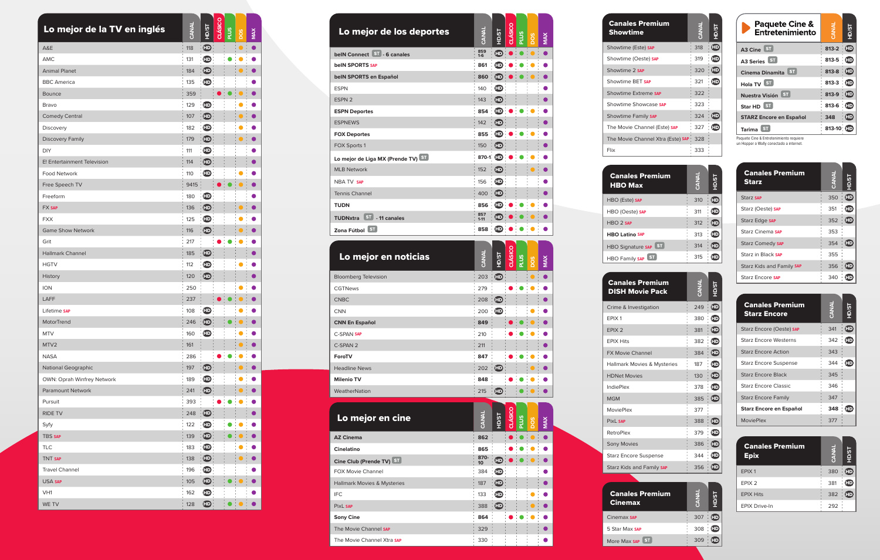## Lo mejor de la TV en inglés

| | CANAL | HD/ST | CLÁSICO | PLUS | DOS | MAX |
|---|---|---|---|---|---|---|
| A&E | 118 | HD | | | ● | ● |
| AMC | 131 | HD | | ● | ● | ● |
| Animal Planet | 184 | HD | | | ● | ● |
| BBC America | 135 | HD | | | | ● |
| Bounce | 359 | | ● | ● | ● | ● |
| Bravo | 129 | HD | | | ● | ● |
| Comedy Central | 107 | HD | | | ● | ● |
| Discovery | 182 | HD | | | ● | ● |
| Discovery Family | 179 | HD | | | ● | ● |
| DIY | 111 | HD | | | | ● |
| E! Entertainment Television | 114 | HD | | | | ● |
| Food Network | 110 | HD | | | ● | ● |
| Free Speech TV | 9415 | | ● | ● | ● | ● |
| Freeform | 180 | HD | | | | ● |
| FX SAP | 136 | HD | | | ● | ● |
| FXX | 125 | HD | | | ● | ● |
| Game Show Network | 116 | HD | | | | ● |
| Grit | 217 | | ● | ● | ● | ● |
| Hallmark Channel | 185 | HD | | | | ● |
| HGTV | 112 | HD | | | ● | ● |
| History | 120 | HD | | | | ● |
| ION | 250 | | | | ● | ● |
| LAFF | 237 | | ● | ● | ● | ● |
| Lifetime SAP | 108 | HD | | | ● | ● |
| MotorTrend | 246 | HD | | ● | ● | ● |
| MTV | 160 | HD | | | ● | ● |
| MTV2 | 161 | | | | | ● |
| NASA | 286 | | ● | ● | ● | ● |
| National Geographic | 197 | HD | | | ● | ● |
| OWN: Oprah Winfrey Network | 189 | HD | | | ● | ● |
| Paramount Network | 241 | HD | | | ● | ● |
| Pursuit | 393 | | ● | ● | ● | ● |
| RIDE TV | 248 | HD | | | | ● |
| Syfy | 122 | HD | | ● | ● | ● |
| TBS SAP | 139 | HD | | ● | ● | ● |
| TLC | 183 | HD | | | ● | ● |
| TNT SAP | 138 | HD | | | ● | ● |
| Travel Channel | 196 | HD | | | | ● |
| USA SAP | 105 | HD | | ● | ● | ● |
| VH1 | 162 | HD | | | ● | ● |
| WE TV | 128 | HD | | ● | ● | ● |

## Lo mejor de los deportes

| | CANAL | HD/ST | CLÁSICO | PLUS | DOS | MAX |
|---|---|---|---|---|---|---|
| **beIN Connect** ST - 6 canales | 859 1-6 | HD | ● | ● | ● | ● |
| **beIN SPORTS** SAP | 861 | HD | ● | ● | ● | ● |
| **beIN SPORTS en Español** | 860 | HD | ● | ● | ● | ● |
| ESPN | 140 | HD | | | | ● |
| ESPN 2 | 143 | HD | | | | ● |
| **ESPN Deportes** | 854 | HD | ● | ● | ● | ● |
| ESPNEWS | 142 | HD | | | | ● |
| **FOX Deportes** | 855 | HD | ● | ● | ● | ● |
| FOX Sports 1 | 150 | HD | | | | ● |
| **Lo mejor de Liga MX (Prende TV)** ST | 870-1 | HD | ● | ● | ● | ● |
| MLB Network | 152 | HD | | | ● | ● |
| NBA TV SAP | 156 | HD | | | | ● |
| Tennis Channel | 400 | HD | | | | ● |
| **TUDN** | 856 | HD | ● | ● | ● | ● |
| **TUDNxtra** ST - 11 canales | 857 1-11 | HD | ● | ● | ● | ● |
| **Zona Fútbol** ST | 858 | HD | ● | ● | ● | ● |

## Lo mejor en noticias

| | CANAL | HD/ST | CLÁSICO | PLUS | DOS | MAX |
|---|---|---|---|---|---|---|
| Bloomberg Television | 203 | HD | | | | ● |
| CGTNews | 279 | | ● | ● | ● | ● |
| CNBC | 208 | HD | | | | ● |
| CNN | 200 | HD | | | ● | ● |
| **CNN En Español** | 849 | | ● | ● | ● | ● |
| C-SPAN SAP | 210 | | ● | ● | ● | ● |
| C-SPAN 2 | 211 | | | | | ● |
| **ForoTV** | 847 | | ● | ● | ● | ● |
| Headline News | 202 | HD | | | | ● |
| **Milenio TV** | 848 | | ● | ● | ● | ● |
| WeatherNation | 215 | HD | | ● | ● | ● |

## Lo mejor en cine

| | CANAL | HD/ST | CLÁSICO | PLUS | DOS | MAX |
|---|---|---|---|---|---|---|
| **AZ Cinema** | 862 | | ● | ● | ● | ● |
| **Cinelatino** | 865 | | ● | ● | ● | ● |
| **Cine Club (Prende TV)** ST | 870-10 | HD | ● | ● | ● | ● |
| FOX Movie Channel | 384 | HD | | | | ● |
| Hallmark Movies & Mysteries | 187 | HD | | | | ● |
| IFC | 133 | HD | | | ● | ● |
| PixL SAP | 388 | HD | | | ● | ● |
| **Sony Cine** | 864 | | ● | ● | ● | ● |
| The Movie Channel SAP | 329 | | | | | ● |
| The Movie Channel Xtra SAP | 330 | | | | | ● |

## Canales Premium Showtime

| | CANAL | HD/ST |
|---|---|---|
| Showtime (Este) SAP | 318 | HD |
| Showtime (Oeste) SAP | 319 | HD |
| Showtime 2 SAP | 320 | HD |
| Showtime BET SAP | 321 | HD |
| Showtime Extreme SAP | 322 | |
| Showtime Showcase SAP | 323 | |
| Showtime Family SAP | 324 | HD |
| The Movie Channel (Este) SAP | 327 | HD |
| The Movie Channel Xtra (Este) SAP | 328 | |
| Flix | 333 | |

## Canales Premium HBO Max

| | CANAL | HD/ST |
|---|---|---|
| HBO (Este) SAP | 310 | HD |
| HBO (Oeste) SAP | 311 | HD |
| HBO 2 SAP | 312 | HD |
| **HBO Latino** SAP | 313 | HD |
| HBO Signature SAP ST | 314 | HD |
| HBO Family SAP ST | 315 | HD |

## Canales Premium DISH Movie Pack

| | CANAL | HD/ST |
|---|---|---|
| Crime & Investigation | 249 | HD |
| EPIX 1 | 380 | HD |
| EPIX 2 | 381 | HD |
| EPIX Hits | 382 | HD |
| FX Movie Channel | 384 | HD |
| Hallmark Movies & Mysteries | 187 | HD |
| HDNet Movies | 130 | HD |
| IndiePlex | 378 | HD |
| MGM | 385 | HD |
| MoviePlex | 377 | |
| PixL SAP | 388 | HD |
| RetroPlex | 379 | HD |
| Sony Movies | 386 | HD |
| Starz Encore Suspense | 344 | HD |
| Starz Kids and Family SAP | 356 | HD |

## Canales Premium Cinemax

| | CANAL | HD/ST |
|---|---|---|
| Cinemax SAP | 307 | HD |
| 5 Star Max SAP | 308 | HD |
| More Max SAP ST | 309 | HD |

## Paquete Cine & Entretenimiento

| | CANAL | HD/ST |
|---|---|---|
| **A3 Cine** ST | 813-2 | HD |
| **A3 Series** ST | 813-5 | HD |
| **Cinema Dinamita** ST | 813-8 | HD |
| **Hola TV** ST | 813-3 | HD |
| **Nuestra Visión** ST | 813-9 | HD |
| **Star HD** ST | 813-6 | HD |
| **STARZ Encore en Español** | 348 | HD |
| **Tarima** ST | 813-10 | HD |

Paquete Cine & Entretenimiento requiere un Hopper o Wally conectado a internet.

## Canales Premium Starz

| | CANAL | HD/ST |
|---|---|---|
| Starz SAP | 350 | HD |
| Starz (Oeste) SAP | 351 | HD |
| Starz Edge SAP | 352 | HD |
| Starz Cinema SAP | 353 | |
| Starz Comedy SAP | 354 | HD |
| Starz in Black SAP | 355 | |
| Starz Kids and Family SAP | 356 | HD |
| Starz Encore SAP | 340 | HD |

## Canales Premium Starz Encore

| | CANAL | HD/ST |
|---|---|---|
| Starz Encore (Oeste) SAP | 341 | HD |
| Starz Encore Westerns | 342 | HD |
| Starz Encore Action | 343 | |
| Starz Encore Suspense | 344 | HD |
| Starz Encore Black | 345 | |
| Starz Encore Classic | 346 | |
| Starz Encore Family | 347 | |
| **Starz Encore en Español** | 348 | HD |
| MoviePlex | 377 | |

## Canales Premium Epix

| | CANAL | HD/ST |
|---|---|---|
| EPIX 1 | 380 | HD |
| EPIX 2 | 381 | HD |
| EPIX Hits | 382 | HD |
| EPIX Drive-In | 292 | |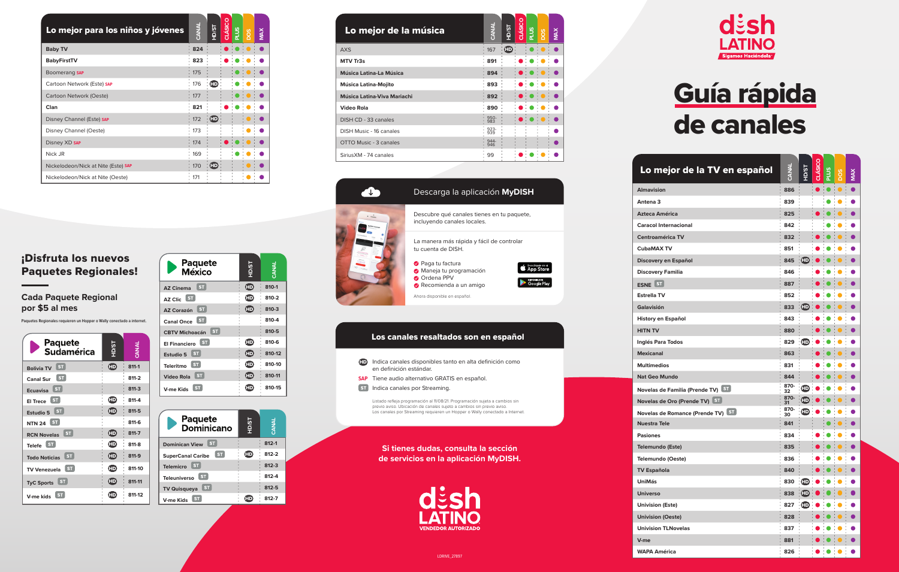# dish LATINO

Sigamos Haciéndola

# Guía rápida de canales

## Lo mejor para los niños y jóvenes

| Lo mejor para los niños y jóvenes | CANAL | HD/ST | CLÁSICO | PLUS | DOS | MAX |
|---|---|---|---|---|---|---|
| **Baby TV** | 824 | | ● | ● | ● | ● |
| **BabyFirstTV** | 823 | | ● | ● | ● | ● |
| Boomerang SAP | 175 | | | ● | ● | ● |
| Cartoon Network (Este) SAP | 176 | HD | | ● | ● | ● |
| Cartoon Network (Oeste) | 177 | | | ● | ● | ● |
| **Clan** | 821 | | ● | ● | ● | ● |
| Disney Channel (Este) SAP | 172 | HD | | | ● | ● |
| Disney Channel (Oeste) | 173 | | | | ● | ● |
| Disney XD SAP | 174 | | ● | ● | ● | ● |
| Nick JR | 169 | | | ● | ● | ● |
| Nickelodeon/Nick at Nite (Este) SAP | 170 | HD | | | ● | ● |
| Nickelodeon/Nick at Nite (Oeste) | 171 | | | | ● | ● |

## Lo mejor de la música

| Lo mejor de la música | CANAL | HD/ST | CLÁSICO | PLUS | DOS | MAX |
|---|---|---|---|---|---|---|
| AXS | 167 | HD | | ● | ● | ● |
| **MTV Tr3s** | 891 | | ● | ● | ● | ● |
| **Música Latina-La Música** | 894 | | ● | ● | ● | ● |
| **Música Latina-Mojito** | 893 | | ● | ● | ● | ● |
| **Música Latina-Viva Mariachi** | 892 | | ● | ● | ● | ● |
| **Video Rola** | 890 | | ● | ● | ● | ● |
| DISH CD - 33 canales | 950-983 | | ● | ● | ● | ● |
| DISH Music - 16 canales | 923-939 | | | | | ● |
| OTTO Music - 3 canales | 944-946 | | | | | ● |
| SiriusXM - 74 canales | 99 | | ● | ● | ● | ● |

## Descarga la aplicación MyDISH

Descubre qué canales tienes en tu paquete, incluyendo canales locales.

La manera más rápida y fácil de controlar tu cuenta de DISH.

- Paga tu factura
- Maneja tu programación
- Ordena PPV
- Recomienda a un amigo

App Store | Google Play

Ahora disponible en español.

## Los canales resaltados son en español

HD Indica canales disponibles tanto en alta definición como en definición estándar.

SAP Tiene audio alternativo GRATIS en español.

ST Indica canales por Streaming.

Listado refleja programación al 11/08/21. Programación sujeta a cambios sin previo aviso. Ubicación de canales sujeto a cambios sin previo aviso. Los canales por Streaming requieren un Hopper o Wally conectado a Internet.

Si tienes dudas, consulta la sección de servicios en la aplicación MyDISH.

## ¡Disfruta los nuevos Paquetes Regionales!

**Cada Paquete Regional por $5 al mes**

Paquetes Regionales requieren un Hopper o Wally conectado a internet.

### Paquete Sudamérica

| Paquete Sudamérica | HD/ST | CANAL |
|---|---|---|
| Bolivia TV ST | HD | 811-1 |
| Canal Sur ST | | 811-2 |
| Ecuavisa ST | | 811-3 |
| El Trece ST | HD | 811-4 |
| Estudio 5 ST | HD | 811-5 |
| NTN 24 ST | | 811-6 |
| RCN Novelas ST | HD | 811-7 |
| Telefe ST | HD | 811-8 |
| Todo Noticias ST | HD | 811-9 |
| TV Venezuela ST | HD | 811-10 |
| TyC Sports ST | HD | 811-11 |
| V-me kids ST | HD | 811-12 |

### Paquete México

| Paquete México | HD/ST | CANAL |
|---|---|---|
| AZ Cinema ST | HD | 810-1 |
| AZ Clic ST | HD | 810-2 |
| AZ Corazón ST | HD | 810-3 |
| Canal Once ST | | 810-4 |
| CBTV Michoacán ST | | 810-5 |
| El Financiero ST | HD | 810-6 |
| Estudio 5 ST | HD | 810-12 |
| Teleritmo ST | HD | 810-10 |
| Video Rola ST | HD | 810-11 |
| V-me Kids ST | HD | 810-15 |

### Paquete Dominicano

| Paquete Dominicano | HD/ST | CANAL |
|---|---|---|
| Dominican View ST | | 812-1 |
| SuperCanal Caribe ST | HD | 812-2 |
| Telemicro ST | | 812-3 |
| Teleuniverso ST | | 812-4 |
| TV Quisqueya ST | | 812-5 |
| V-me Kids ST | HD | 812-7 |

## Lo mejor de la TV en español

| Lo mejor de la TV en español | CANAL | HD/ST | CLÁSICO | PLUS | DOS | MAX |
|---|---|---|---|---|---|---|
| **Almavision** | 886 | | ● | ● | ● | ● |
| **Antena 3** | 839 | | | ● | ● | ● |
| **Azteca América** | 825 | | ● | ● | ● | ● |
| **Caracol Internacional** | 842 | | | ● | ● | ● |
| **Centroamérica TV** | 832 | | ● | ● | ● | ● |
| **CubaMAX TV** | 851 | | ● | ● | ● | ● |
| **Discovery en Español** | 845 | HD | ● | ● | ● | ● |
| **Discovery Familia** | 846 | | ● | ● | ● | ● |
| **ESNE** ST | 887 | | ● | ● | ● | ● |
| **Estrella TV** | 852 | | ● | ● | ● | ● |
| **Galavisión** | 833 | HD | ● | ● | ● | ● |
| **History en Español** | 843 | | ● | ● | ● | ● |
| **HITN TV** | 880 | | ● | ● | ● | ● |
| **Inglés Para Todos** | 829 | HD | ● | ● | ● | ● |
| **Mexicanal** | 863 | | ● | ● | ● | ● |
| **Multimedios** | 831 | | ● | ● | ● | ● |
| **Nat Geo Mundo** | 844 | | ● | ● | ● | ● |
| **Novelas de Familia (Prende TV)** ST | 870-32 | HD | ● | ● | ● | ● |
| **Novelas de Oro (Prende TV)** ST | 870-31 | HD | ● | ● | ● | ● |
| **Novelas de Romance (Prende TV)** ST | 870-30 | HD | ● | ● | ● | ● |
| **Nuestra Tele** | 841 | | | ● | ● | ● |
| **Pasiones** | 834 | | ● | ● | ● | ● |
| **Telemundo (Este)** | 835 | | ● | ● | ● | ● |
| **Telemundo (Oeste)** | 836 | | ● | ● | ● | ● |
| **TV Española** | 840 | | ● | ● | ● | ● |
| **UniMás** | 830 | HD | ● | ● | ● | ● |
| **Universo** | 838 | HD | ● | ● | ● | ● |
| **Univision (Este)** | 827 | HD | ● | ● | ● | ● |
| **Univision (Oeste)** | 828 | | ● | ● | ● | ● |
| **Univision TLNovelas** | 837 | | ● | ● | ● | ● |
| **V-me** | 881 | | ● | ● | ● | ● |
| **WAPA América** | 826 | | ● | ● | ● | ● |

dish LATINO

VENDEDOR AUTORIZADO

LDRVE_27897